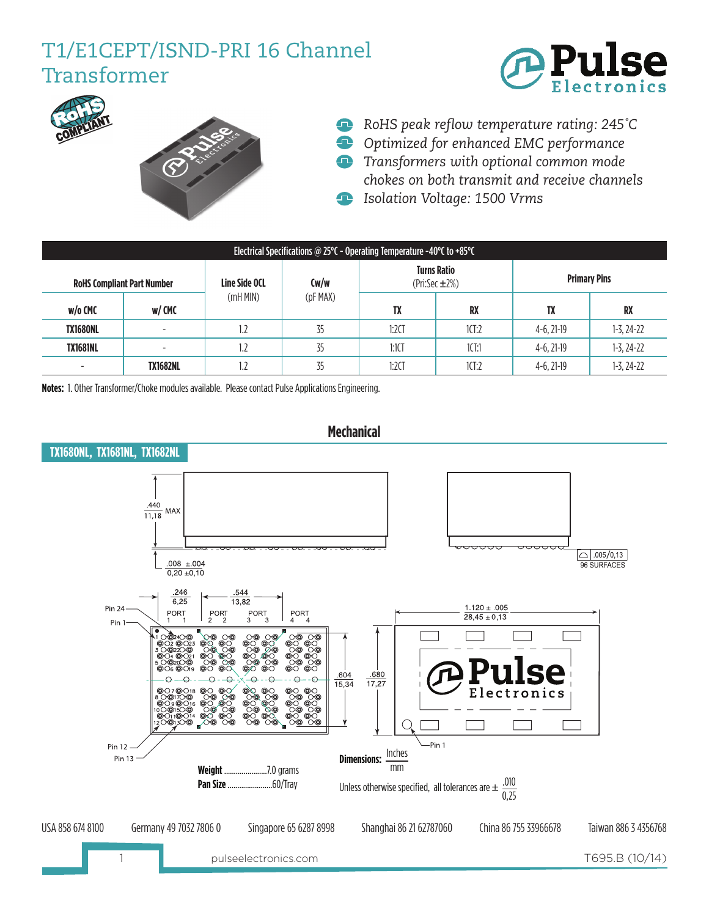# T1/E1CEPT/ISND-PRI 16 Channel Transformer

- RoHS peak reflow temperature rating: 245˚C
- Optimized for enhanced EMC performance
- Transformers with optional common mode chokes on both transmit and receive channels
- Isolation Voltage: 1500 Vrms

| Electrical Specifications @ 25°C - Operating Temperature -40°C to +85°C | | | | | | | |
|---|---|---|---|---|---|---|---|
| RoHS Compliant Part Number | | Line Side OCL (mH MIN) | Cw/w (pF MAX) | Turns Ratio (Pri:Sec ±2%) | | Primary Pins | |
| w/o CMC | w/ CMC | | | TX | RX | TX | RX |
| TX1680NL | - | 1.2 | 35 | 1:2CT | 1CT:2 | 4-6, 21-19 | 1-3, 24-22 |
| TX1681NL | - | 1.2 | 35 | 1:1CT | 1CT:1 | 4-6, 21-19 | 1-3, 24-22 |
| - | TX1682NL | 1.2 | 35 | 1:2CT | 1CT:2 | 4-6, 21-19 | 1-3, 24-22 |

**Notes:** 1. Other Transformer/Choke modules available. Please contact Pulse Applications Engineering.

## Mechanical

### TX1680NL, TX1681NL, TX1682NL

.440 / 11,18 MAX

.008 ±.004 / 0,20 ±0,10

.005/0,13 96 SURFACES

.246 / 6,25

.544 / 13,82

1.120 ± .005 / 28,45 ± 0,13

.604 / 15,34

.680 / 17,27

PORT 1 1, PORT 2 2, PORT 3 3, PORT 4 4

Pin 24, Pin 1, Pin 12, Pin 13

**Weight** .......................7.0 grams

**Pan Size** .......................60/Tray

**Dimensions:** Inches / mm

Unless otherwise specified, all tolerances are ± .010 / 0,25

USA 858 674 8100 Germany 49 7032 7806 0 Singapore 65 6287 8998 Shanghai 86 21 62787060 China 86 755 33966678 Taiwan 886 3 4356768

pulseelectronics.com T695.B (10/14)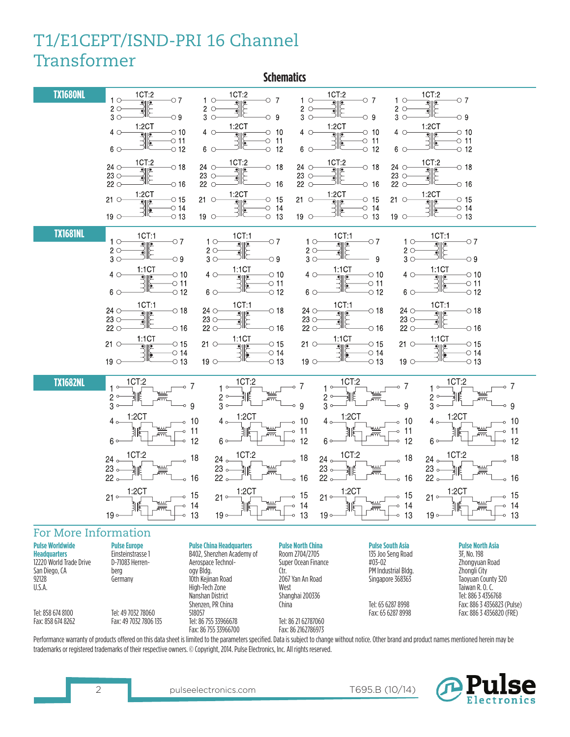# T1/E1CEPT/ISND-PRI 16 Channel Transformer

## Schematics

**TX1680NL**

1CT:2
1, 2, 3 — 7, 9

1:2CT
4, 6 — 10, 11, 12

1CT:2
24, 23, 22 — 18, 16

1:2CT
21, 19 — 15, 14, 13

**TX1681NL**

1CT:1
1, 2, 3 — 7, 9

1:1CT
4, 6 — 10, 11, 12

1CT:1
24, 23, 22 — 18, 16

1:1CT
21, 19 — 15, 14, 13

**TX1682NL**

1CT:2
1, 2, 3 — 7, 9

1:2CT
4, 6 — 10, 11, 12

1CT:2
24, 23, 22 — 18, 16

1:2CT
21, 19 — 15, 14, 13

## For More Information

**Pulse Worldwide Headquarters**
12220 World Trade Drive
San Diego, CA
92128
U.S.A.
Tel: 858 674 8100
Fax: 858 674 8262

**Pulse Europe**
Einsteinstrasse 1
D-71083 Herrenberg
Germany
Tel: 49 7032 78060
Fax: 49 7032 7806 135

**Pulse China Headquarters**
B402, Shenzhen Academy of Aerospace Technology Bldg.
10th Kejinan Road
High-Tech Zone
Nanshan District
Shenzen, PR China
518057
Tel: 86 755 33966678
Fax: 86 755 33966700

**Pulse North China**
Room 2704/2705
Super Ocean Finance Ctr.
2067 Yan An Road
West
Shanghai 200336
China
Tel: 86 21 62787060
Fax: 86 2162786973

**Pulse South Asia**
135 Joo Seng Road
#03-02
PM Industrial Bldg.
Singapore 368363
Tel: 65 6287 8998
Fax: 65 6287 8998

**Pulse North Asia**
3F, No. 198
Zhongyuan Road
Zhongli City
Taoyuan County 320
Taiwan R. O. C.
Tel: 886 3 4356768
Fax: 886 3 4356823 (Pulse)
Fax: 886 3 4356820 (FRE)

Performance warranty of products offered on this data sheet is limited to the parameters specified. Data is subject to change without notice. Other brand and product names mentioned herein may be trademarks or registered trademarks of their respective owners. © Copyright, 2014. Pulse Electronics, Inc. All rights reserved.

pulseelectronics.com T695.B (10/14)